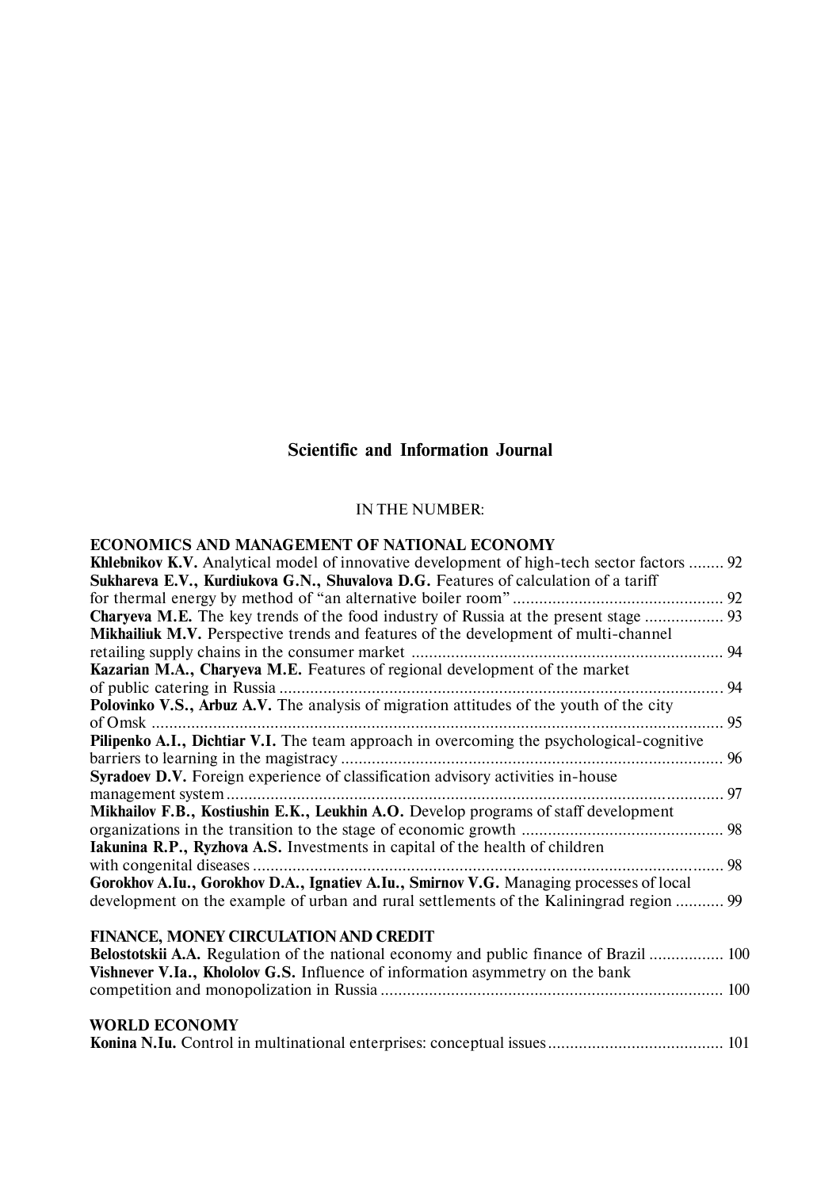# Scientific and Information Journal

IN THE NUMBER:

## ECONOMICS AND MANAGEMENT OF NATIONAL ECONOMY

**Khlebnikov K.V.** Analytical model of innovative development of high-tech sector factors ........ 92

**Sukhareva E.V., Kurdiukova G.N., Shuvalova D.G.** Features of calculation of a tariff for thermal energy by method of "an alternative boiler room" ................................................ 92

**Charyeva M.E.** The key trends of the food industry of Russia at the present stage .................. 93

**Mikhailiuk M.V.** Perspective trends and features of the development of multi-channel retailing supply chains in the consumer market ....................................................................... 94

**Kazarian M.A., Charyeva M.E.** Features of regional development of the market of public catering in Russia ...................................................................................................... 94

**Polovinko V.S., Arbuz A.V.** The analysis of migration attitudes of the youth of the city of Omsk ................................................................................................................................... 95

**Pilipenko A.I., Dichtiar V.I.** The team approach in overcoming the psychological-cognitive barriers to learning in the magistracy ....................................................................................... 96

**Syradoev D.V.** Foreign experience of classification advisory activities in-house management system ................................................................................................................. 97

**Mikhailov F.B., Kostiushin E.K., Leukhin A.O.** Develop programs of staff development organizations in the transition to the stage of economic growth .............................................. 98

**Iakunina R.P., Ryzhova A.S.** Investments in capital of the health of children with congenital diseases ............................................................................................................ 98

**Gorokhov A.Iu., Gorokhov D.A., Ignatiev A.Iu., Smirnov V.G.** Managing processes of local development on the example of urban and rural settlements of the Kaliningrad region ........... 99

## FINANCE, MONEY CIRCULATION AND CREDIT

**Belostotskii A.A.** Regulation of the national economy and public finance of Brazil ................. 100

**Vishnever V.Ia., Khololov G.S.** Influence of information asymmetry on the bank competition and monopolization in Russia .............................................................................. 100

## WORLD ECONOMY

**Konina N.Iu.** Control in multinational enterprises: conceptual issues ........................................ 101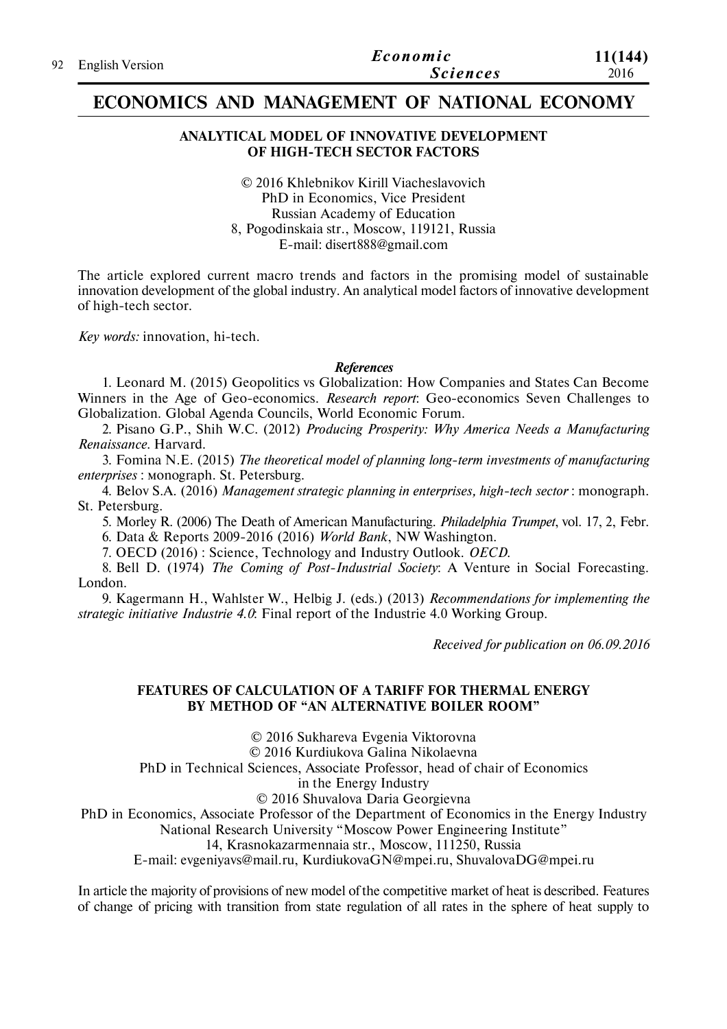# ECONOMICS AND MANAGEMENT OF NATIONAL ECONOMY

## ANALYTICAL MODEL OF INNOVATIVE DEVELOPMENT OF HIGH-TECH SECTOR FACTORS

© 2016 Khlebnikov Kirill Viacheslavovich
PhD in Economics, Vice President
Russian Academy of Education
8, Pogodinskaia str., Moscow, 119121, Russia
E-mail: disert888@gmail.com

The article explored current macro trends and factors in the promising model of sustainable innovation development of the global industry. An analytical model factors of innovative development of high-tech sector.

*Key words:* innovation, hi-tech.

***References***

1. Leonard M. (2015) Geopolitics vs Globalization: How Companies and States Can Become Winners in the Age of Geo-economics. *Research report*: Geo-economics Seven Challenges to Globalization. Global Agenda Councils, World Economic Forum.
2. Pisano G.P., Shih W.C. (2012) *Producing Prosperity: Why America Needs a Manufacturing Renaissance*. Harvard.
3. Fomina N.E. (2015) *The theoretical model of planning long-term investments of manufacturing enterprises* : мonograph. St. Petersburg.
4. Belov S.A. (2016) *Management strategic planning in enterprises, high-tech sector* : monograph. St. Petersburg.
5. Morley R. (2006) The Death of American Manufacturing. *Philadelphia Trumpet*, vol. 17, 2, Febr.
6. Data & Reports 2009-2016 (2016) *World Bank*, NW Washington.
7. OECD (2016) : Science, Technology and Industry Outlook. *OECD*.
8. Bell D. (1974) *The Coming of Post-Industrial Society*: A Venture in Social Forecasting. London.
9. Kagermann H., Wahlster W., Helbig J. (eds.) (2013) *Recommendations for implementing the strategic initiative Industrie 4.0*: Final report of the Industrie 4.0 Working Group.

*Received for publication on 06.09.2016*

## FEATURES OF CALCULATION OF A TARIFF FOR THERMAL ENERGY BY METHOD OF "AN ALTERNATIVE BOILER ROOM"

© 2016 Sukhareva Evgenia Viktorovna
© 2016 Kurdiukova Galina Nikolaevna
PhD in Technical Sciences, Associate Professor, head of chair of Economics in the Energy Industry
© 2016 Shuvalova Daria Georgievna
PhD in Economics, Associate Professor of the Department of Economics in the Energy Industry
National Research University "Moscow Power Engineering Institute"
14, Krasnokazarmennaia str., Moscow, 111250, Russia
E-mail: evgeniyavs@mail.ru, KurdiukovaGN@mpei.ru, ShuvalovaDG@mpei.ru

In article the majority of provisions of new model of the competitive market of heat is described. Features of change of pricing with transition from state regulation of all rates in the sphere of heat supply to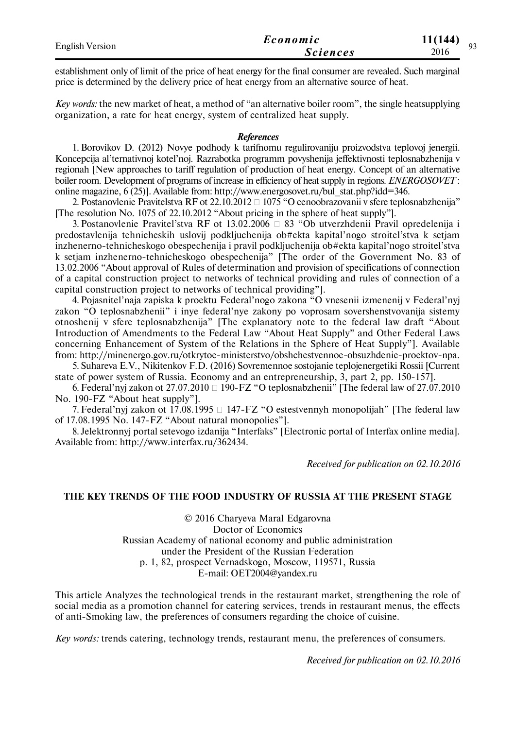establishment only of limit of the price of heat energy for the final consumer are revealed. Such marginal price is determined by the delivery price of heat energy from an alternative source of heat.

*Key words:* the new market of heat, a method of "an alternative boiler room", the single heatsupplying organization, a rate for heat energy, system of centralized heat supply.

***References***

1. Borovikov D. (2012) Novye podhody k tarifnomu regulirovaniju proizvodstva teplovoj jenergii. Koncepcija al'ternativnoj kotel'noj. Razrabotka programm povyshenija jeffektivnosti teplosnabzhenija v regionah [New approaches to tariff regulation of production of heat energy. Concept of an alternative boiler room. Development of programs of increase in efficiency of heat supply in regions. *ENERGOSOVET*: online magazine, 6 (25)]. Available from: http://www.energosovet.ru/bul_stat.php?idd=346.

2. Postanovlenie Pravitelstva RF ot 22.10.2012 □ 1075 "O cenoobrazovanii v sfere teplosnabzhenija" [The resolution No. 1075 of 22.10.2012 "About pricing in the sphere of heat supply"].

3. Postanovlenie Pravitel'stva RF ot 13.02.2006 □ 83 "Ob utverzhdenii Pravil opredelenija i predostavlenija tehnicheskih uslovij podkljuchenija ob#ekta kapital'nogo stroitel'stva k setjam inzhenerno-tehnicheskogo obespechenija i pravil podkljuchenija ob#ekta kapital'nogo stroitel'stva k setjam inzhenerno-tehnicheskogo obespechenija" [The order of the Government No. 83 of 13.02.2006 "About approval of Rules of determination and provision of specifications of connection of a capital construction project to networks of technical providing and rules of connection of a capital construction project to networks of technical providing"].

4. Pojasnitel'naja zapiska k proektu Federal'nogo zakona "O vnesenii izmenenij v Federal'nyj zakon "O teplosnabzhenii" i inye federal'nye zakony po voprosam sovershenstvovanija sistemy otnoshenij v sfere teplosnabzhenija" [The explanatory note to the federal law draft "About Introduction of Amendments to the Federal Law "About Heat Supply" and Other Federal Laws concerning Enhancement of System of the Relations in the Sphere of Heat Supply"]. Available from: http://minenergo.gov.ru/otkrytoe-ministerstvo/obshchestvennoe-obsuzhdenie-proektov-npa.

5. Suhareva E.V., Nikitenkov F.D. (2016) Sovremennoe sostojanie teplojenergetiki Rossii [Current state of power system of Russia. Economy and an entrepreneurship, 3, part 2, pp. 150-157].

6. Federal'nyj zakon ot 27.07.2010 □ 190-FZ "O teplosnabzhenii" [The federal law of 27.07.2010 No. 190-FZ "About heat supply"].

7. Federal'nyj zakon ot 17.08.1995 □ 147-FZ "O estestvennyh monopolijah" [The federal law of 17.08.1995 No. 147-FZ "About natural monopolies"].

8. Jelektronnyj portal setevogo izdanija "Interfaks" [Electronic portal of Interfax online media]. Available from: http://www.interfax.ru/362434.

*Received for publication on 02.10.2016*

## THE KEY TRENDS OF THE FOOD INDUSTRY OF RUSSIA AT THE PRESENT STAGE

© 2016 Charyeva Maral Edgarovna
Doctor of Economics
Russian Academy of national economy and public administration
under the President of the Russian Federation
p. 1, 82, prospect Vernadskogo, Moscow, 119571, Russia
E-mail: OET2004@yandex.ru

This article Analyzes the technological trends in the restaurant market, strengthening the role of social media as a promotion channel for catering services, trends in restaurant menus, the effects of anti-Smoking law, the preferences of consumers regarding the choice of cuisine.

*Key words:* trends catering, technology trends, restaurant menu, the preferences of consumers.

*Received for publication on 02.10.2016*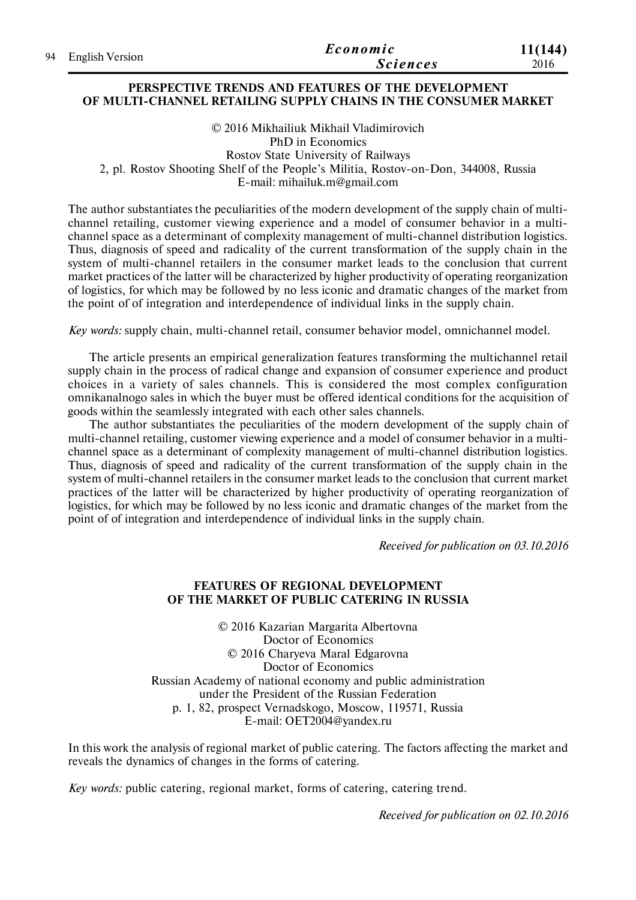## PERSPECTIVE TRENDS AND FEATURES OF THE DEVELOPMENT OF MULTI-CHANNEL RETAILING SUPPLY CHAINS IN THE CONSUMER MARKET

© 2016 Mikhailiuk Mikhail Vladimirovich
PhD in Economics
Rostov State University of Railways
2, pl. Rostov Shooting Shelf of the People's Militia, Rostov-on-Don, 344008, Russia
E-mail: mihailuk.m@gmail.com

The author substantiates the peculiarities of the modern development of the supply chain of multi-channel retailing, customer viewing experience and a model of consumer behavior in a multi-channel space as a determinant of complexity management of multi-channel distribution logistics. Thus, diagnosis of speed and radicality of the current transformation of the supply chain in the system of multi-channel retailers in the consumer market leads to the conclusion that current market practices of the latter will be characterized by higher productivity of operating reorganization of logistics, for which may be followed by no less iconic and dramatic changes of the market from the point of of integration and interdependence of individual links in the supply chain.

*Key words:* supply chain, multi-channel retail, consumer behavior model, omnichannel model.

The article presents an empirical generalization features transforming the multichannel retail supply chain in the process of radical change and expansion of consumer experience and product choices in a variety of sales channels. This is considered the most complex configuration omnikanalnogo sales in which the buyer must be offered identical conditions for the acquisition of goods within the seamlessly integrated with each other sales channels.

The author substantiates the peculiarities of the modern development of the supply chain of multi-channel retailing, customer viewing experience and a model of consumer behavior in a multi-channel space as a determinant of complexity management of multi-channel distribution logistics. Thus, diagnosis of speed and radicality of the current transformation of the supply chain in the system of multi-channel retailers in the consumer market leads to the conclusion that current market practices of the latter will be characterized by higher productivity of operating reorganization of logistics, for which may be followed by no less iconic and dramatic changes of the market from the point of of integration and interdependence of individual links in the supply chain.

*Received for publication on 03.10.2016*

## FEATURES OF REGIONAL DEVELOPMENT OF THE MARKET OF PUBLIC CATERING IN RUSSIA

© 2016 Kazarian Margarita Albertovna
Doctor of Economics
© 2016 Charyeva Maral Edgarovna
Doctor of Economics
Russian Academy of national economy and public administration
under the President of the Russian Federation
p. 1, 82, prospect Vernadskogo, Moscow, 119571, Russia
E-mail: OET2004@yandex.ru

In this work the analysis of regional market of public catering. The factors affecting the market and reveals the dynamics of changes in the forms of catering.

*Key words:* public catering, regional market, forms of catering, catering trend.

*Received for publication on 02.10.2016*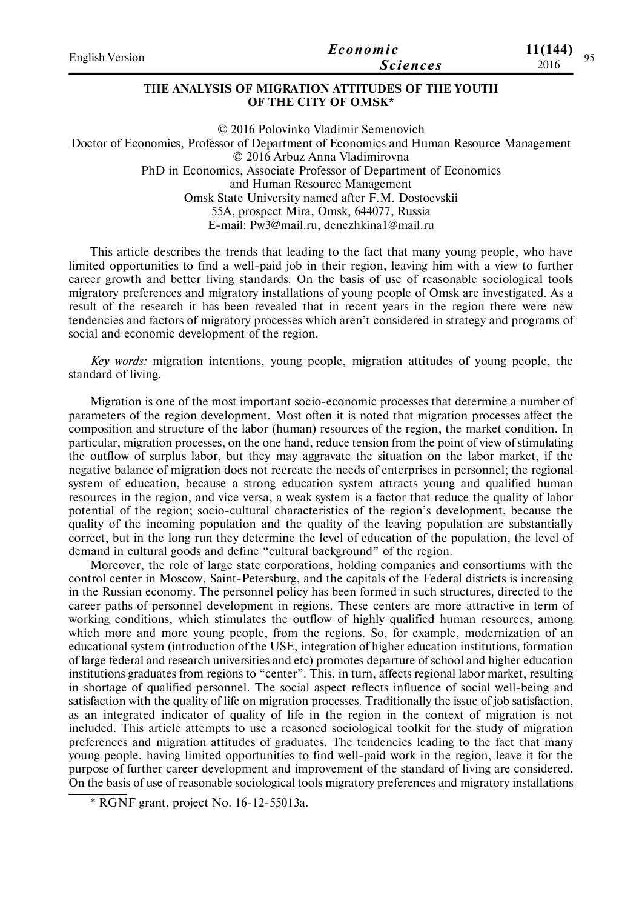# THE ANALYSIS OF MIGRATION ATTITUDES OF THE YOUTH OF THE CITY OF OMSK*

© 2016 Polovinko Vladimir Semenovich
Doctor of Economics, Professor of Department of Economics and Human Resource Management
© 2016 Arbuz Anna Vladimirovna
PhD in Economics, Associate Professor of Department of Economics
and Human Resource Management
Omsk State University named after F.M. Dostoevskii
55A, prospect Mira, Omsk, 644077, Russia
E-mail: Pw3@mail.ru, denezhkina1@mail.ru

This article describes the trends that leading to the fact that many young people, who have limited opportunities to find a well-paid job in their region, leaving him with a view to further career growth and better living standards. On the basis of use of reasonable sociological tools migratory preferences and migratory installations of young people of Omsk are investigated. As a result of the research it has been revealed that in recent years in the region there were new tendencies and factors of migratory processes which aren't considered in strategy and programs of social and economic development of the region.

*Key words:* migration intentions, young people, migration attitudes of young people, the standard of living.

Migration is one of the most important socio-economic processes that determine a number of parameters of the region development. Most often it is noted that migration processes affect the composition and structure of the labor (human) resources of the region, the market condition. In particular, migration processes, on the one hand, reduce tension from the point of view of stimulating the outflow of surplus labor, but they may aggravate the situation on the labor market, if the negative balance of migration does not recreate the needs of enterprises in personnel; the regional system of education, because a strong education system attracts young and qualified human resources in the region, and vice versa, a weak system is a factor that reduce the quality of labor potential of the region; socio-cultural characteristics of the region's development, because the quality of the incoming population and the quality of the leaving population are substantially correct, but in the long run they determine the level of education of the population, the level of demand in cultural goods and define "cultural background" of the region.

Moreover, the role of large state corporations, holding companies and consortiums with the control center in Moscow, Saint-Petersburg, and the capitals of the Federal districts is increasing in the Russian economy. The personnel policy has been formed in such structures, directed to the career paths of personnel development in regions. These centers are more attractive in term of working conditions, which stimulates the outflow of highly qualified human resources, among which more and more young people, from the regions. So, for example, modernization of an educational system (introduction of the USE, integration of higher education institutions, formation of large federal and research universities and etc) promotes departure of school and higher education institutions graduates from regions to "center". This, in turn, affects regional labor market, resulting in shortage of qualified personnel. The social aspect reflects influence of social well-being and satisfaction with the quality of life on migration processes. Traditionally the issue of job satisfaction, as an integrated indicator of quality of life in the region in the context of migration is not included. This article attempts to use a reasoned sociological toolkit for the study of migration preferences and migration attitudes of graduates. The tendencies leading to the fact that many young people, having limited opportunities to find well-paid work in the region, leave it for the purpose of further career development and improvement of the standard of living are considered. On the basis of use of reasonable sociological tools migratory preferences and migratory installations

\* RGNF grant, project No. 16-12-55013a.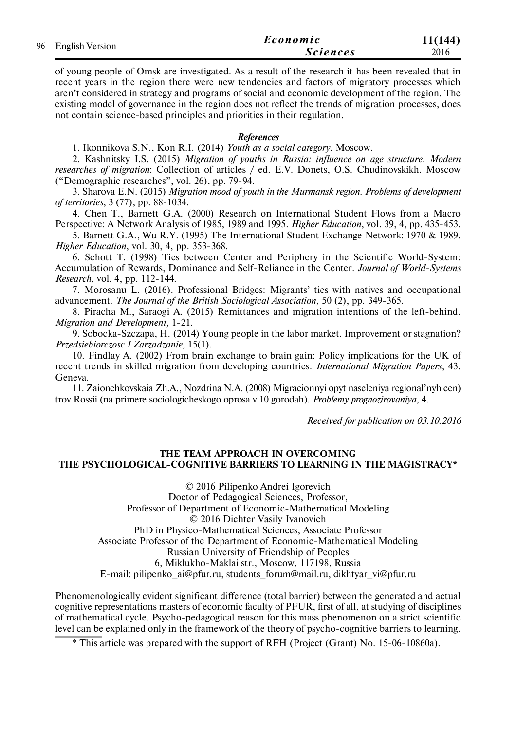of young people of Omsk are investigated. As a result of the research it has been revealed that in recent years in the region there were new tendencies and factors of migratory processes which aren't considered in strategy and programs of social and economic development of the region. The existing model of governance in the region does not reflect the trends of migration processes, does not contain science-based principles and priorities in their regulation.

***References***

1. Ikonnikova S.N., Kon R.I. (2014) *Youth as a social category*. Moscow.
2. Kashnitsky I.S. (2015) *Migration of youths in Russia: influence on age structure. Modern researches of migration*: Collection of articles / ed. E.V. Donets, O.S. Chudinovskikh. Moscow ("Demographic researches", vol. 26), pp. 79-94.
3. Sharova E.N. (2015) *Migration mood of youth in the Murmansk region. Problems of development of territories*, 3 (77), pp. 88-1034.
4. Chen T., Barnett G.A. (2000) Research on International Student Flows from a Macro Perspective: A Network Analysis of 1985, 1989 and 1995. *Higher Education*, vol. 39, 4, pp. 435-453.
5. Barnett G.A., Wu R.Y. (1995) The International Student Exchange Network: 1970 & 1989. *Higher Education*, vol. 30, 4, pp. 353-368.
6. Schott T. (1998) Ties between Center and Periphery in the Scientific World-System: Accumulation of Rewards, Dominance and Self-Reliance in the Center. *Journal of World-Systems Research*, vol. 4, pp. 112-144.
7. Morosanu L. (2016). Professional Bridges: Migrants' ties with natives and occupational advancement. *The Journal of the British Sociological Association*, 50 (2), pp. 349-365.
8. Piracha M., Saraogi A. (2015) Remittances and migration intentions of the left-behind. *Migration and Development,* 1-21.
9. Sobocka-Szczapa, H. (2014) Young people in the labor market. Improvement or stagnation? *Przedsiebiorczosc I Zarzadzanie,* 15(1).
10. Findlay A. (2002) From brain exchange to brain gain: Policy implications for the UK of recent trends in skilled migration from developing countries. *International Migration Papers*, 43. Geneva.
11. Zaionchkovskaia Zh.A., Nozdrina N.A. (2008) Migracionnyi opyt naseleniya regional'nyh cen) trov Rossii (na primere sociologicheskogo oprosa v 10 gorodah). *Problemy prognozirovaniya*, 4.

*Received for publication on 03.10.2016*

## THE TEAM APPROACH IN OVERCOMING THE PSYCHOLOGICAL-COGNITIVE BARRIERS TO LEARNING IN THE MAGISTRACY*

© 2016 Pilipenko Andrei Igorevich
Doctor of Pedagogical Sciences, Professor,
Professor of Department of Economic-Mathematical Modeling
© 2016 Dichter Vasily Ivanovich
PhD in Physico-Mathematical Sciences, Associate Professor
Associate Professor of the Department of Economic-Mathematical Modeling
Russian University of Friendship of Peoples
6, Miklukho-Maklai str., Moscow, 117198, Russia
E-mail: pilipenko_ai@pfur.ru, students_forum@mail.ru, dikhtyar_vi@pfur.ru

Phenomenologically evident significant difference (total barrier) between the generated and actual cognitive representations masters of economic faculty of PFUR, first of all, at studying of disciplines of mathematical cycle. Psycho-pedagogical reason for this mass phenomenon on a strict scientific level can be explained only in the framework of the theory of psycho-cognitive barriers to learning.

\* This article was prepared with the support of RFH (Project (Grant) No. 15-06-10860a).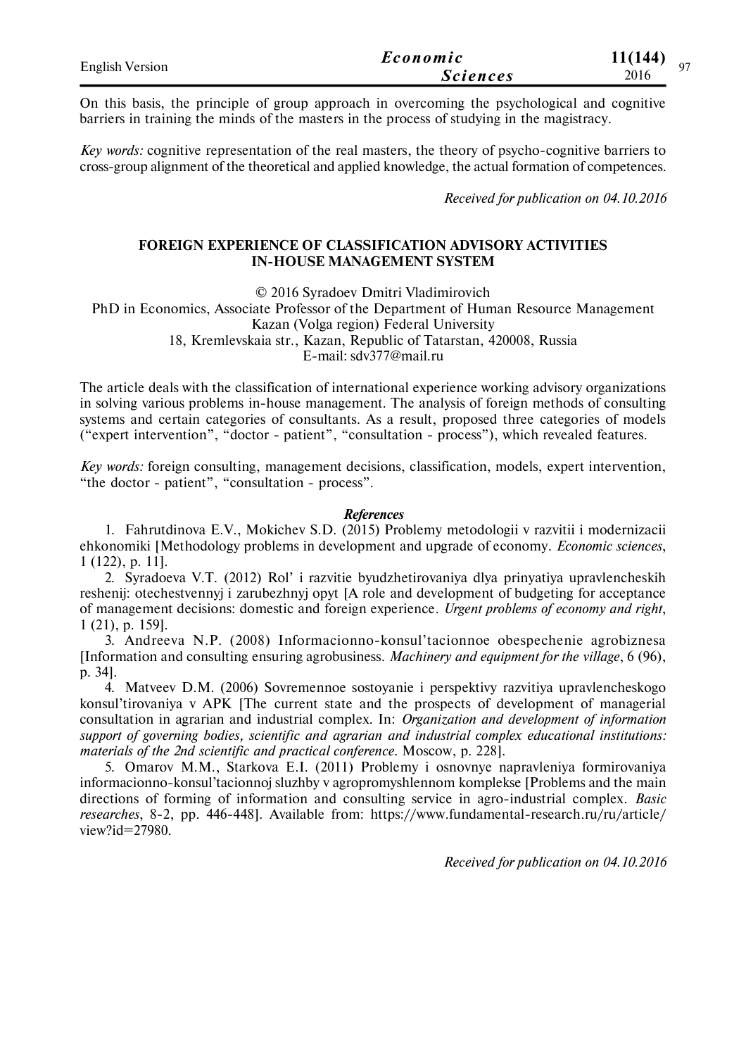On this basis, the principle of group approach in overcoming the psychological and cognitive barriers in training the minds of the masters in the process of studying in the magistracy.

*Key words:* cognitive representation of the real masters, the theory of psycho-cognitive barriers to cross-group alignment of the theoretical and applied knowledge, the actual formation of competences.

*Received for publication on 04.10.2016*

## FOREIGN EXPERIENCE OF CLASSIFICATION ADVISORY ACTIVITIES IN-HOUSE MANAGEMENT SYSTEM

© 2016 Syradoev Dmitri Vladimirovich
PhD in Economics, Associate Professor of the Department of Human Resource Management
Kazan (Volga region) Federal University
18, Kremlevskaia str., Kazan, Republic of Tatarstan, 420008, Russia
E-mail: sdv377@mail.ru

The article deals with the classification of international experience working advisory organizations in solving various problems in-house management. The analysis of foreign methods of consulting systems and certain categories of consultants. As a result, proposed three categories of models ("expert intervention", "doctor - patient", "consultation - process"), which revealed features.

*Key words:* foreign consulting, management decisions, classification, models, expert intervention, "the doctor - patient", "consultation - process".

### *References*

1. Fahrutdinova E.V., Mokichev S.D. (2015) Problemy metodologii v razvitii i modernizacii ehkonomiki [Methodology problems in development and upgrade of economy. *Economic sciences*, 1 (122), p. 11].
2. Syradoeva V.T. (2012) Rol' i razvitie byudzhetirovaniya dlya prinyatiya upravlencheskih reshenij: otechestvennyj i zarubezhnyj opyt [A role and development of budgeting for acceptance of management decisions: domestic and foreign experience. *Urgent problems of economy and right*, 1 (21), p. 159].
3. Andreeva N.P. (2008) Informacionno-konsul'tacionnoe obespechenie agrobiznesa [Information and consulting ensuring agrobusiness. *Machinery and equipment for the village*, 6 (96), p. 34].
4. Matveev D.M. (2006) Sovremennoe sostoyanie i perspektivy razvitiya upravlencheskogo konsul'tirovaniya v APK [The current state and the prospects of development of managerial consultation in agrarian and industrial complex. In: *Organization and development of information support of governing bodies, scientific and agrarian and industrial complex educational institutions: materials of the 2nd scientific and practical conference*. Moscow, p. 228].
5. Omarov M.M., Starkova E.I. (2011) Problemy i osnovnye napravleniya formirovaniya informacionno-konsul'tacionnoj sluzhby v agropromyshlennom komplekse [Problems and the main directions of forming of information and consulting service in agro-industrial complex. *Basic researches*, 8-2, pp. 446-448]. Available from: https://www.fundamental-research.ru/ru/article/view?id=27980.

*Received for publication on 04.10.2016*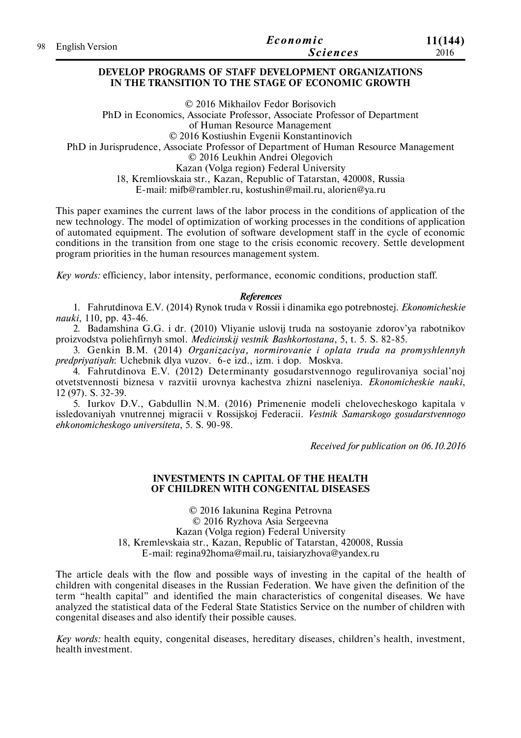## DEVELOP PROGRAMS OF STAFF DEVELOPMENT ORGANIZATIONS IN THE TRANSITION TO THE STAGE OF ECONOMIC GROWTH

© 2016 Mikhailov Fedor Borisovich
PhD in Economics, Associate Professor, Associate Professor of Department of Human Resource Management
© 2016 Kostiushin Evgenii Konstantinovich
PhD in Jurisprudence, Associate Professor of Department of Human Resource Management
© 2016 Leukhin Andrei Olegovich
Kazan (Volga region) Federal University
18, Kremliovskaia str., Kazan, Republic of Tatarstan, 420008, Russia
E-mail: mifb@rambler.ru, kostushin@mail.ru, alorien@ya.ru

This paper examines the current laws of the labor process in the conditions of application of the new technology. The model of optimization of working processes in the conditions of application of automated equipment. The evolution of software development staff in the cycle of economic conditions in the transition from one stage to the crisis economic recovery. Settle development program priorities in the human resources management system.

*Key words:* efficiency, labor intensity, performance, economic conditions, production staff.

***References***

1. Fahrutdinova E.V. (2014) Rynok truda v Rossii i dinamika ego potrebnostej. *Ekonomicheskie nauki*, 110, pp. 43-46.
2. Badamshina G.G. i dr. (2010) Vliyanie uslovij truda na sostoyanie zdorov'ya rabotnikov proizvodstva poliehfirnyh smol. *Medicinskij vestnik Bashkortostana*, 5, t. 5. S. 82-85.
3. Genkin B.M. (2014) *Organizaciya, normirovanie i oplata truda na promyshlennyh predpriyatiyah*: Uchebnik dlya vuzov. 6-e izd., izm. i dop. Moskva.
4. Fahrutdinova E.V. (2012) Determinanty gosudarstvennogo regulirovaniya social'noj otvetstvennosti biznesa v razvitii urovnya kachestva zhizni naseleniya. *Ekonomicheskie nauki*, 12 (97). S. 32-39.
5. Iurkov D.V., Gabdullin N.M. (2016) Primenenie modeli chelovecheskogo kapitala v issledovaniyah vnutrennej migracii v Rossijskoj Federacii. *Vestnik Samarskogo gosudarstvennogo ehkonomicheskogo universiteta*, 5. S. 90-98.

*Received for publication on 06.10.2016*

## INVESTMENTS IN CAPITAL OF THE HEALTH OF CHILDREN WITH CONGENITAL DISEASES

© 2016 Iakunina Regina Petrovna
© 2016 Ryzhova Asia Sergeevna
Kazan (Volga region) Federal University
18, Kremlevskaia str., Kazan, Republic of Tatarstan, 420008, Russia
E-mail: regina92homa@mail.ru, taisiaryzhova@yandex.ru

The article deals with the flow and possible ways of investing in the capital of the health of children with congenital diseases in the Russian Federation. We have given the definition of the term "health capital" and identified the main characteristics of congenital diseases. We have analyzed the statistical data of the Federal State Statistics Service on the number of children with congenital diseases and also identify their possible causes.

*Key words:* health equity, congenital diseases, hereditary diseases, children's health, investment, health investment.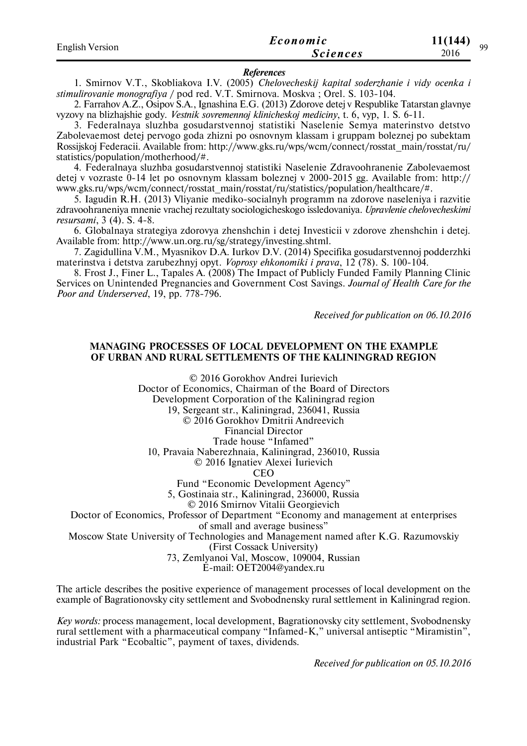*References*

1. Smirnov V.T., Skobliakova I.V. (2005) *Chelovecheskij kapital soderzhanie i vidy ocenka i stimulirovanie monografiya* / pod red. V.T. Smirnova. Moskva ; Orel. S. 103-104.

2. Farrahov A.Z., Osipov S.A., Ignashina E.G. (2013) Zdorove detej v Respublike Tatarstan glavnye vyzovy na blizhajshie gody. *Vestnik sovremennoj klinicheskoj mediciny*, t. 6, vyp, 1. S. 6-11.

3. Federalnaya sluzhba gosudarstvennoj statistiki Naselenie Semya materinstvo detstvo Zabolevaemost detej pervogo goda zhizni po osnovnym klassam i gruppam boleznej po subektam Rossijskoj Federacii. Available from: http://www.gks.ru/wps/wcm/connect/rosstat_main/rosstat/ru/statistics/population/motherhood/#.

4. Federalnaya sluzhba gosudarstvennoj statistiki Naselenie Zdravoohranenie Zabolevaemost detej v vozraste 0-14 let po osnovnym klassam boleznej v 2000-2015 gg. Available from: http://www.gks.ru/wps/wcm/connect/rosstat_main/rosstat/ru/statistics/population/healthcare/#.

5. Iagudin R.H. (2013) Vliyanie mediko-socialnyh programm na zdorove naseleniya i razvitie zdravoohraneniya mnenie vrachej rezultaty sociologicheskogo issledovaniya. *Upravlenie chelovecheskimi resursami*, 3 (4). S. 4-8.

6. Globalnaya strategiya zdorovya zhenshchin i detej Investicii v zdorove zhenshchin i detej. Available from: http://www.un.org.ru/sg/strategy/investing.shtml.

7. Zagidullina V.M., Myasnikov D.A. Iurkov D.V. (2014) Specifika gosudarstvennoj podderzhki materinstva i detstva zarubezhnyj opyt. *Voprosy ehkonomiki i prava*, 12 (78). S. 100-104.

8. Frost J., Finer L., Tapales A. (2008) The Impact of Publicly Funded Family Planning Clinic Services on Unintended Pregnancies and Government Cost Savings. *Journal of Health Care for the Poor and Underserved*, 19, pp. 778-796.

*Received for publication on 06.10.2016*

## MANAGING PROCESSES OF LOCAL DEVELOPMENT ON THE EXAMPLE OF URBAN AND RURAL SETTLEMENTS OF THE KALININGRAD REGION

© 2016 Gorokhov Andrei Iurievich
Doctor of Economics, Chairman of the Board of Directors
Development Corporation of the Kaliningrad region
19, Sergeant str., Kaliningrad, 236041, Russia

© 2016 Gorokhov Dmitrii Andreevich
Financial Director
Trade house "Infamed"
10, Pravaia Naberezhnaia, Kaliningrad, 236010, Russia

© 2016 Ignatiev Alexei Iurievich
CEO
Fund "Economic Development Agency"
5, Gostinaia str., Kaliningrad, 236000, Russia

© 2016 Smirnov Vitalii Georgievich
Doctor of Economics, Professor of Department "Economy and management at enterprises of small and average business"
Moscow State University of Technologies and Management named after K.G. Razumovskiy (First Cossack University)
73, Zemlyanoi Val, Moscow, 109004, Russian
E-mail: OET2004@yandex.ru

The article describes the positive experience of management processes of local development on the example of Bagrationovsky city settlement and Svobodnensky rural settlement in Kaliningrad region.

*Key words:* process management, local development, Bagrationovsky city settlement, Svobodnensky rural settlement with a pharmaceutical company "Infamed-K," universal antiseptic "Miramistin", industrial Park "Ecobaltic", payment of taxes, dividends.

*Received for publication on 05.10.2016*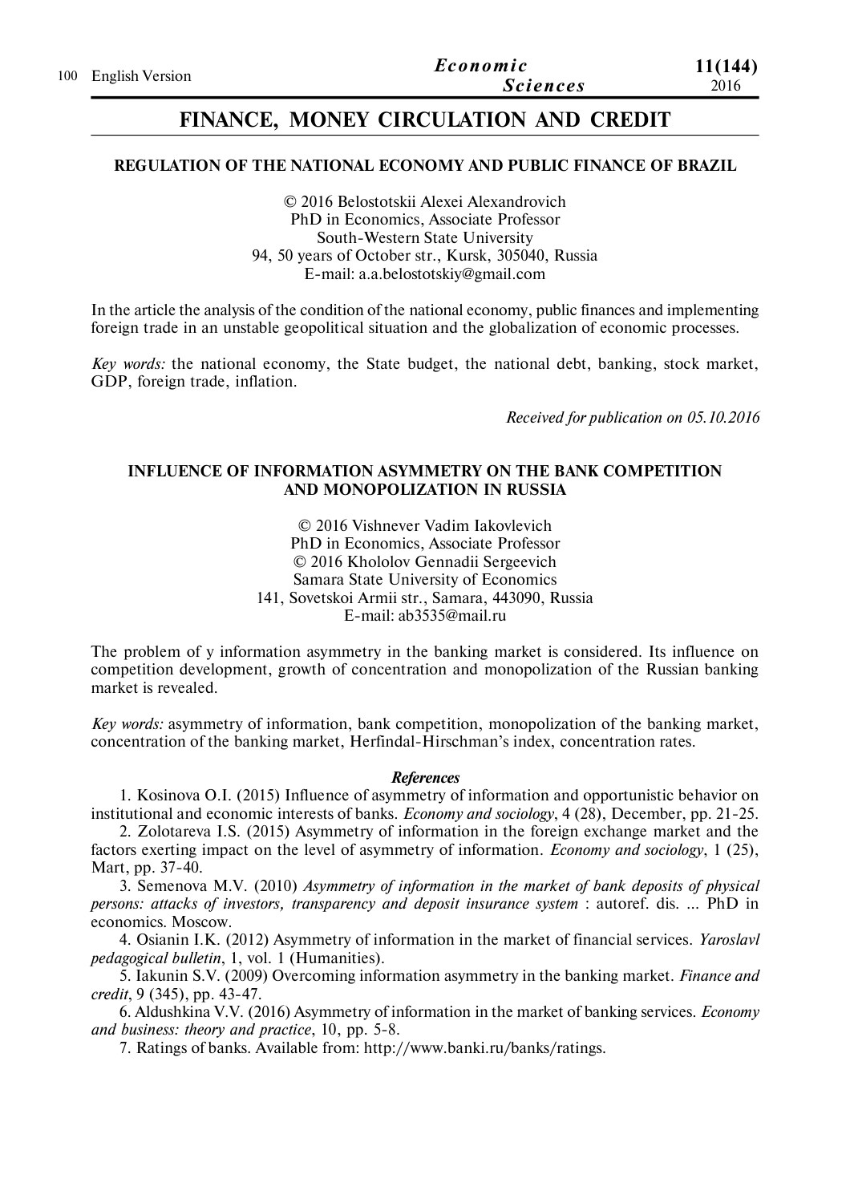# FINANCE, MONEY CIRCULATION AND CREDIT

## REGULATION OF THE NATIONAL ECONOMY AND PUBLIC FINANCE OF BRAZIL

© 2016 Belostotskii Alexei Alexandrovich
PhD in Economics, Associate Professor
South-Western State University
94, 50 years of October str., Kursk, 305040, Russia
E-mail: a.a.belostotskiy@gmail.com

In the article the analysis of the condition of the national economy, public finances and implementing foreign trade in an unstable geopolitical situation and the globalization of economic processes.

*Key words:* the national economy, the State budget, the national debt, banking, stock market, GDP, foreign trade, inflation.

*Received for publication on 05.10.2016*

## INFLUENCE OF INFORMATION ASYMMETRY ON THE BANK COMPETITION AND MONOPOLIZATION IN RUSSIA

© 2016 Vishnever Vadim Iakovlevich
PhD in Economics, Associate Professor
© 2016 Khololov Gennadii Sergeevich
Samara State University of Economics
141, Sovetskoi Armii str., Samara, 443090, Russia
E-mail: ab3535@mail.ru

The problem of y information asymmetry in the banking market is considered. Its influence on competition development, growth of concentration and monopolization of the Russian banking market is revealed.

*Key words:* asymmetry of information, bank competition, monopolization of the banking market, concentration of the banking market, Herfindal-Hirschman's index, concentration rates.

### *References*

1. Kosinova O.I. (2015) Influence of asymmetry of information and opportunistic behavior on institutional and economic interests of banks. *Economy and sociology*, 4 (28), December, pp. 21-25.
2. Zolotareva I.S. (2015) Asymmetry of information in the foreign exchange market and the factors exerting impact on the level of asymmetry of information. *Economy and sociology*, 1 (25), Mart, pp. 37-40.
3. Semenova M.V. (2010) *Asymmetry of information in the market of bank deposits of physical persons: attacks of investors, transparency and deposit insurance system* : autoref. dis. ... PhD in economics. Moscow.
4. Osianin I.K. (2012) Asymmetry of information in the market of financial services. *Yaroslavl pedagogical bulletin*, 1, vol. 1 (Humanities).
5. Iakunin S.V. (2009) Overcoming information asymmetry in the banking market. *Finance and credit*, 9 (345), pp. 43-47.
6. Aldushkina V.V. (2016) Asymmetry of information in the market of banking services. *Economy and business: theory and practice*, 10, pp. 5-8.
7. Ratings of banks. Available from: http://www.banki.ru/banks/ratings.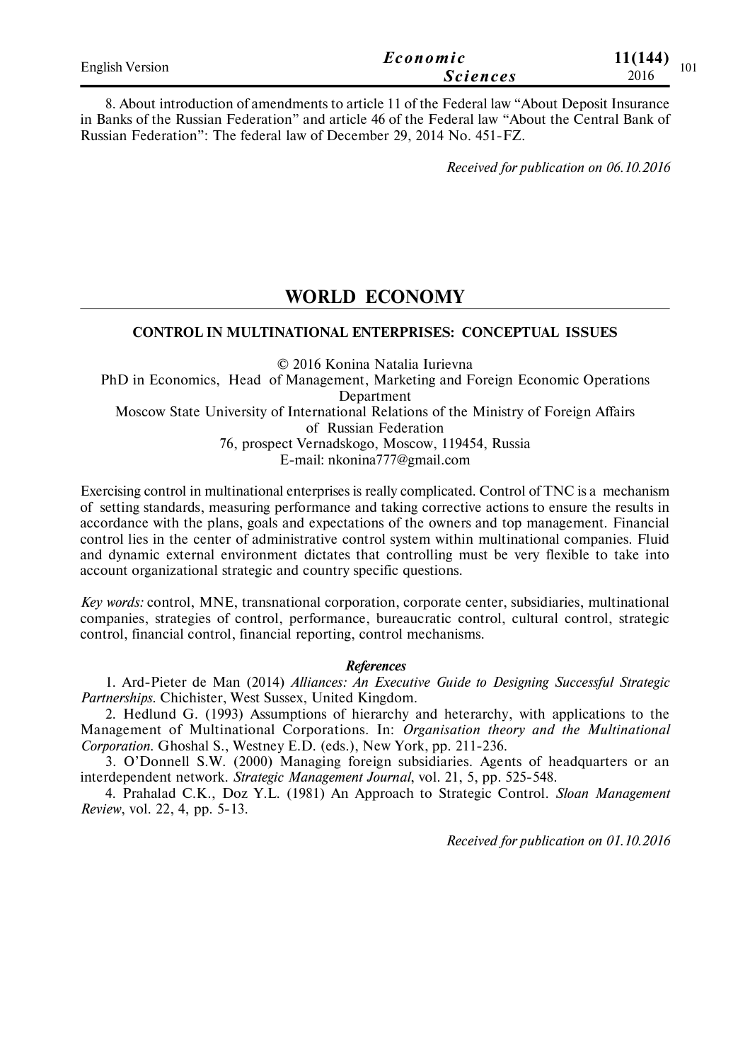8. About introduction of amendments to article 11 of the Federal law "About Deposit Insurance in Banks of the Russian Federation" and article 46 of the Federal law "About the Central Bank of Russian Federation": The federal law of December 29, 2014 No. 451-FZ.

*Received for publication on 06.10.2016*

# WORLD ECONOMY

## CONTROL IN MULTINATIONAL ENTERPRISES: CONCEPTUAL ISSUES

© 2016 Konina Natalia Iurievna
PhD in Economics, Head of Management, Marketing and Foreign Economic Operations Department
Moscow State University of International Relations of the Ministry of Foreign Affairs of Russian Federation
76, prospect Vernadskogo, Moscow, 119454, Russia
E-mail: nkonina777@gmail.com

Exercising control in multinational enterprises is really complicated. Control of TNC is a mechanism of setting standards, measuring performance and taking corrective actions to ensure the results in accordance with the plans, goals and expectations of the owners and top management. Financial control lies in the center of administrative control system within multinational companies. Fluid and dynamic external environment dictates that controlling must be very flexible to take into account organizational strategic and country specific questions.

*Key words:* control, MNE, transnational corporation, corporate center, subsidiaries, multinational companies, strategies of control, performance, bureaucratic control, cultural control, strategic control, financial control, financial reporting, control mechanisms.

### *References*

1. Ard-Pieter de Man (2014) *Alliances: An Executive Guide to Designing Successful Strategic Partnerships.* Chichister, West Sussex, United Kingdom.
2. Hedlund G. (1993) Assumptions of hierarchy and heterarchy, with applications to the Management of Multinational Corporations. In: *Organisation theory and the Multinational Corporation.* Ghoshal S., Westney E.D. (eds.), New York, pp. 211-236.
3. O'Donnell S.W. (2000) Managing foreign subsidiaries. Agents of headquarters or an interdependent network. *Strategic Management Journal*, vol. 21, 5, pp. 525-548.
4. Prahalad C.K., Doz Y.L. (1981) An Approach to Strategic Control. *Sloan Management Review*, vol. 22, 4, pp. 5-13.

*Received for publication on 01.10.2016*